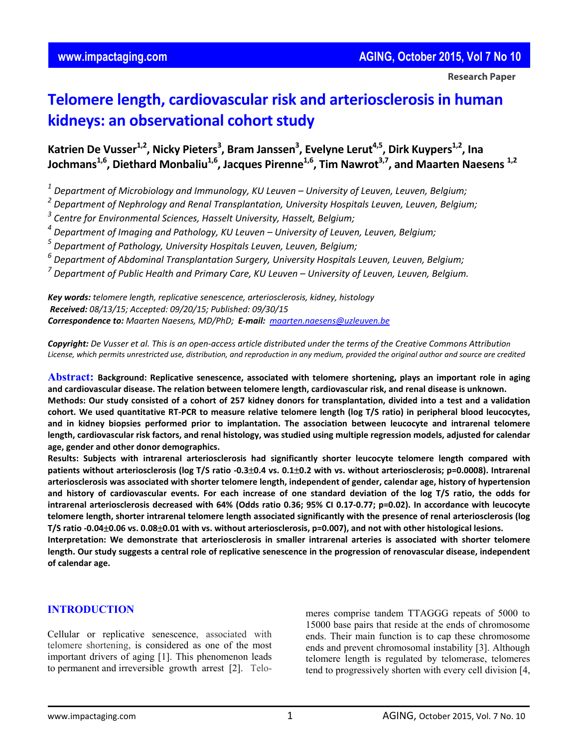Research Paper

# Telomere length, cardiovascular risk and arteriosclerosis in human kidneys: an observational cohort study

**Katrien De Vusser[1,2], Nicky Pieters[3], Bram Janssen[3], Evelyne Lerut[4,5], Dirk Kuypers[1,2], Ina Jochmans[1,6], Diethard Monbaliu[1,6], Jacques Pirenne[1,6], Tim Nawrot[3,7], and Maarten Naesens [1,2]**

[1] *Department of Microbiology and Immunology, KU Leuven – University of Leuven, Leuven, Belgium;*
[2] *Department of Nephrology and Renal Transplantation, University Hospitals Leuven, Leuven, Belgium;*
[3] *Centre for Environmental Sciences, Hasselt University, Hasselt, Belgium;*
[4] *Department of Imaging and Pathology, KU Leuven – University of Leuven, Leuven, Belgium;*
[5] *Department of Pathology, University Hospitals Leuven, Leuven, Belgium;*
[6] *Department of Abdominal Transplantation Surgery, University Hospitals Leuven, Leuven, Belgium;*
[7] *Department of Public Health and Primary Care, KU Leuven – University of Leuven, Leuven, Belgium.*

***Key words:*** *telomere length, replicative senescence, arteriosclerosis, kidney, histology*
***Received:*** *08/13/15; Accepted: 09/20/15; Published: 09/30/15*
***Correspondence to:*** *Maarten Naesens, MD/PhD;* ***E-mail:*** *maarten.naesens@uzleuven.be*

***Copyright:*** *De Vusser et al. This is an open-access article distributed under the terms of the Creative Commons Attribution License, which permits unrestricted use, distribution, and reproduction in any medium, provided the original author and source are credited*

**Abstract: Background: Replicative senescence, associated with telomere shortening, plays an important role in aging and cardiovascular disease. The relation between telomere length, cardiovascular risk, and renal disease is unknown.**
**Methods: Our study consisted of a cohort of 257 kidney donors for transplantation, divided into a test and a validation cohort. We used quantitative RT-PCR to measure relative telomere length (log T/S ratio) in peripheral blood leucocytes, and in kidney biopsies performed prior to implantation. The association between leucocyte and intrarenal telomere length, cardiovascular risk factors, and renal histology, was studied using multiple regression models, adjusted for calendar age, gender and other donor demographics.**
**Results: Subjects with intrarenal arteriosclerosis had significantly shorter leucocyte telomere length compared with patients without arteriosclerosis (log T/S ratio -0.3±0.4 vs. 0.1±0.2 with vs. without arteriosclerosis; p=0.0008). Intrarenal arteriosclerosis was associated with shorter telomere length, independent of gender, calendar age, history of hypertension and history of cardiovascular events. For each increase of one standard deviation of the log T/S ratio, the odds for intrarenal arteriosclerosis decreased with 64% (Odds ratio 0.36; 95% CI 0.17-0.77; p=0.02). In accordance with leucocyte telomere length, shorter intrarenal telomere length associated significantly with the presence of renal arteriosclerosis (log T/S ratio -0.04±0.06 vs. 0.08±0.01 with vs. without arteriosclerosis, p=0.007), and not with other histological lesions.**
**Interpretation: We demonstrate that arteriosclerosis in smaller intrarenal arteries is associated with shorter telomere length. Our study suggests a central role of replicative senescence in the progression of renovascular disease, independent of calendar age.**

## INTRODUCTION

Cellular or replicative senescence, associated with telomere shortening, is considered as one of the most important drivers of aging [1]. This phenomenon leads to permanent and irreversible growth arrest [2]. Telomeres comprise tandem TTAGGG repeats of 5000 to 15000 base pairs that reside at the ends of chromosome ends. Their main function is to cap these chromosome ends and prevent chromosomal instability [3]. Although telomere length is regulated by telomerase, telomeres tend to progressively shorten with every cell division [4,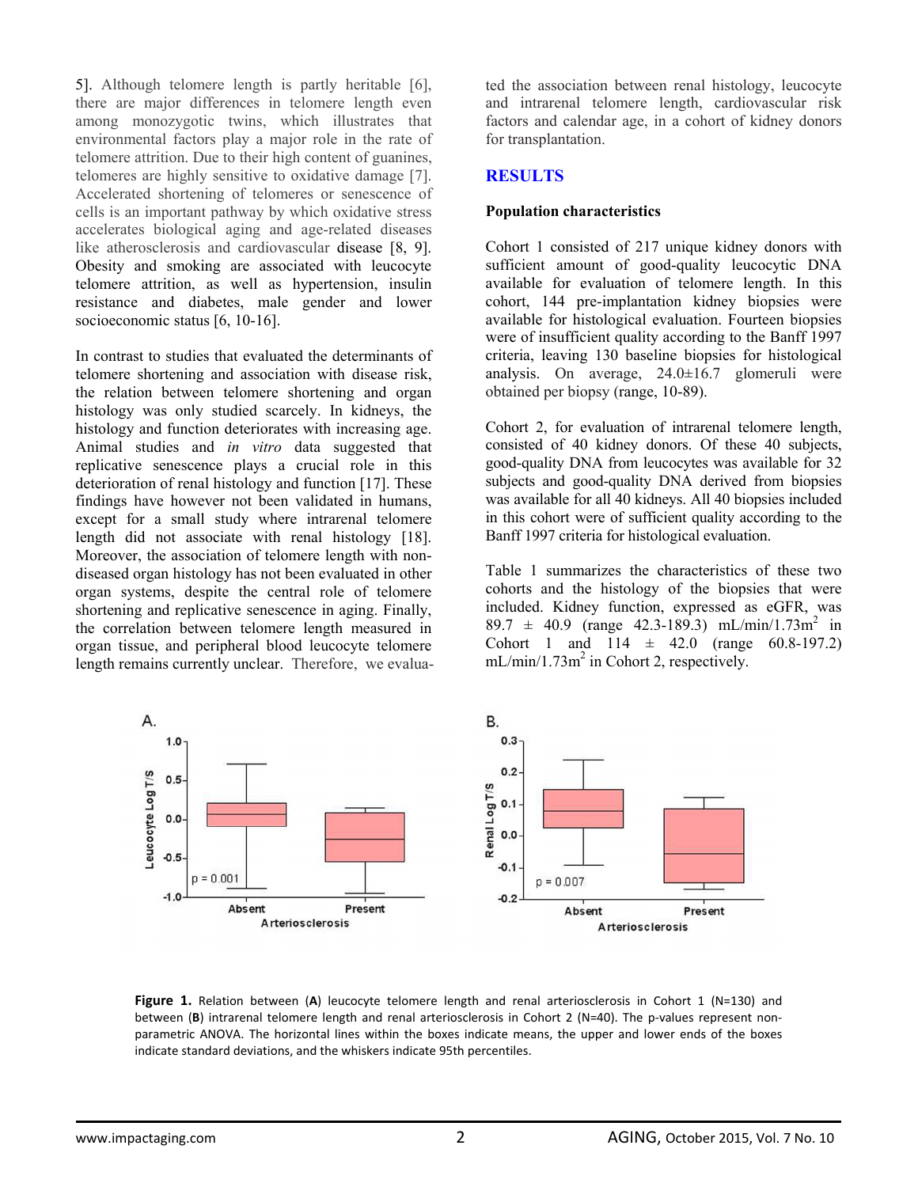5]. Although telomere length is partly heritable [6], there are major differences in telomere length even among monozygotic twins, which illustrates that environmental factors play a major role in the rate of telomere attrition. Due to their high content of guanines, telomeres are highly sensitive to oxidative damage [7]. Accelerated shortening of telomeres or senescence of cells is an important pathway by which oxidative stress accelerates biological aging and age-related diseases like atherosclerosis and cardiovascular disease [8, 9]. Obesity and smoking are associated with leucocyte telomere attrition, as well as hypertension, insulin resistance and diabetes, male gender and lower socioeconomic status [6, 10-16].

In contrast to studies that evaluated the determinants of telomere shortening and association with disease risk, the relation between telomere shortening and organ histology was only studied scarcely. In kidneys, the histology and function deteriorates with increasing age. Animal studies and *in vitro* data suggested that replicative senescence plays a crucial role in this deterioration of renal histology and function [17]. These findings have however not been validated in humans, except for a small study where intrarenal telomere length did not associate with renal histology [18]. Moreover, the association of telomere length with non-diseased organ histology has not been evaluated in other organ systems, despite the central role of telomere shortening and replicative senescence in aging. Finally, the correlation between telomere length measured in organ tissue, and peripheral blood leucocyte telomere length remains currently unclear. Therefore, we evaluated the association between renal histology, leucocyte and intrarenal telomere length, cardiovascular risk factors and calendar age, in a cohort of kidney donors for transplantation.

## RESULTS

### Population characteristics

Cohort 1 consisted of 217 unique kidney donors with sufficient amount of good-quality leucocytic DNA available for evaluation of telomere length. In this cohort, 144 pre-implantation kidney biopsies were available for histological evaluation. Fourteen biopsies were of insufficient quality according to the Banff 1997 criteria, leaving 130 baseline biopsies for histological analysis. On average, 24.0±16.7 glomeruli were obtained per biopsy (range, 10-89).

Cohort 2, for evaluation of intrarenal telomere length, consisted of 40 kidney donors. Of these 40 subjects, good-quality DNA from leucocytes was available for 32 subjects and good-quality DNA derived from biopsies was available for all 40 kidneys. All 40 biopsies included in this cohort were of sufficient quality according to the Banff 1997 criteria for histological evaluation.

Table 1 summarizes the characteristics of these two cohorts and the histology of the biopsies that were included. Kidney function, expressed as eGFR, was 89.7 ± 40.9 (range 42.3-189.3) mL/min/1.73m$^2$ in Cohort 1 and 114 ± 42.0 (range 60.8-197.2) mL/min/1.73m$^2$ in Cohort 2, respectively.

**Figure 1.** Relation between (**A**) leucocyte telomere length and renal arteriosclerosis in Cohort 1 (N=130) and between (**B**) intrarenal telomere length and renal arteriosclerosis in Cohort 2 (N=40). The p-values represent non-parametric ANOVA. The horizontal lines within the boxes indicate means, the upper and lower ends of the boxes indicate standard deviations, and the whiskers indicate 95th percentiles.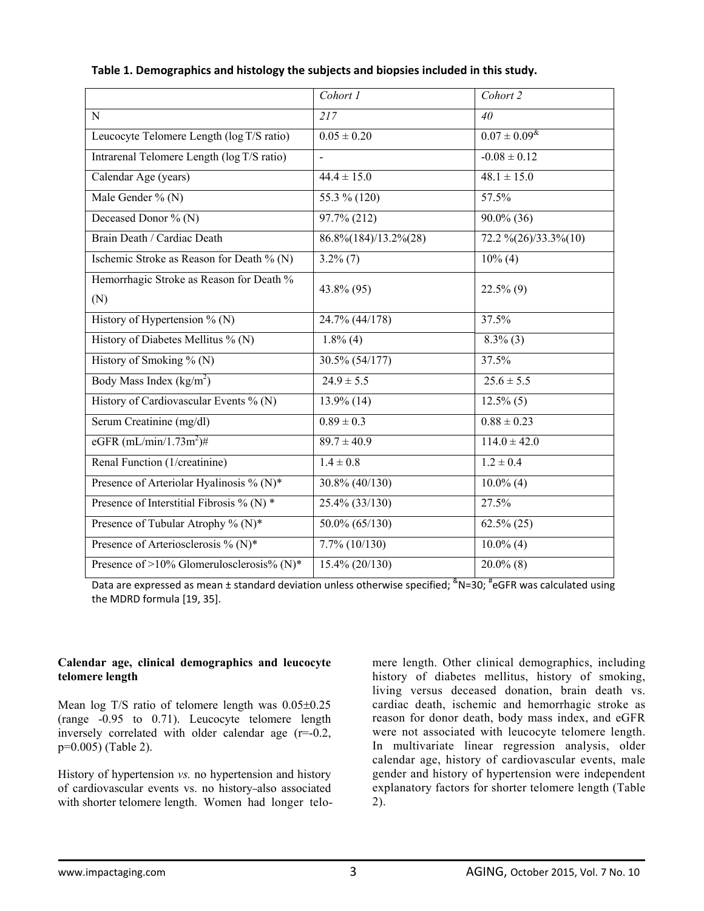**Table 1. Demographics and histology the subjects and biopsies included in this study.**

| | *Cohort 1* | *Cohort 2* |
|---|---|---|
| N | *217* | *40* |
| Leucocyte Telomere Length (log T/S ratio) | 0.05 ± 0.20 | 0.07 ± 0.09[&] |
| Intrarenal Telomere Length (log T/S ratio) | - | -0.08 ± 0.12 |
| Calendar Age (years) | 44.4 ± 15.0 | 48.1 ± 15.0 |
| Male Gender % (N) | 55.3 % (120) | 57.5% |
| Deceased Donor % (N) | 97.7% (212) | 90.0% (36) |
| Brain Death / Cardiac Death | 86.8%(184)/13.2%(28) | 72.2 %(26)/33.3%(10) |
| Ischemic Stroke as Reason for Death % (N) | 3.2% (7) | 10% (4) |
| Hemorrhagic Stroke as Reason for Death % (N) | 43.8% (95) | 22.5% (9) |
| History of Hypertension % (N) | 24.7% (44/178) | 37.5% |
| History of Diabetes Mellitus % (N) | 1.8% (4) | 8.3% (3) |
| History of Smoking % (N) | 30.5% (54/177) | 37.5% |
| Body Mass Index ($kg/m^2$) | 24.9 ± 5.5 | 25.6 ± 5.5 |
| History of Cardiovascular Events % (N) | 13.9% (14) | 12.5% (5) |
| Serum Creatinine (mg/dl) | 0.89 ± 0.3 | 0.88 ± 0.23 |
| eGFR ($mL/min/1.73m^2$)# | 89.7 ± 40.9 | 114.0 ± 42.0 |
| Renal Function (1/creatinine) | 1.4 ± 0.8 | 1.2 ± 0.4 |
| Presence of Arteriolar Hyalinosis % (N)* | 30.8% (40/130) | 10.0% (4) |
| Presence of Interstitial Fibrosis % (N) * | 25.4% (33/130) | 27.5% |
| Presence of Tubular Atrophy % (N)* | 50.0% (65/130) | 62.5% (25) |
| Presence of Arteriosclerosis % (N)* | 7.7% (10/130) | 10.0% (4) |
| Presence of >10% Glomerulosclerosis% (N)* | 15.4% (20/130) | 20.0% (8) |

Data are expressed as mean ± standard deviation unless otherwise specified; [&]N=30; [#]eGFR was calculated using the MDRD formula [19, 35].

**Calendar age, clinical demographics and leucocyte telomere length**

Mean log T/S ratio of telomere length was 0.05±0.25 (range -0.95 to 0.71). Leucocyte telomere length inversely correlated with older calendar age (r=-0.2, p=0.005) (Table 2).

History of hypertension *vs.* no hypertension and history of cardiovascular events vs. no history also associated with shorter telomere length. Women had longer telomere length. Other clinical demographics, including history of diabetes mellitus, history of smoking, living versus deceased donation, brain death vs. cardiac death, ischemic and hemorrhagic stroke as reason for donor death, body mass index, and eGFR were not associated with leucocyte telomere length. In multivariate linear regression analysis, older calendar age, history of cardiovascular events, male gender and history of hypertension were independent explanatory factors for shorter telomere length (Table 2).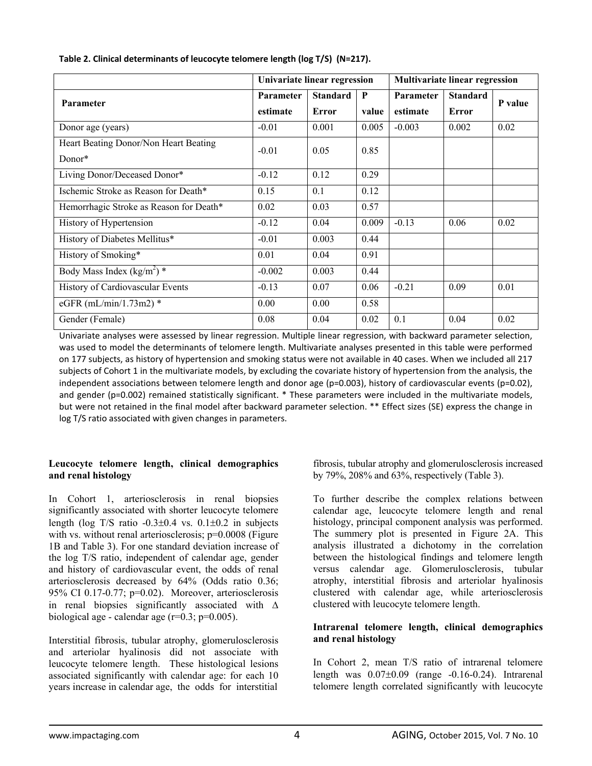**Table 2. Clinical determinants of leucocyte telomere length (log T/S) (N=217).**

| Parameter | Univariate linear regression | | | Multivariate linear regression | | |
|---|---|---|---|---|---|---|
| | Parameter estimate | Standard Error | P value | Parameter estimate | Standard Error | P value |
| Donor age (years) | -0.01 | 0.001 | 0.005 | -0.003 | 0.002 | 0.02 |
| Heart Beating Donor/Non Heart Beating Donor* | -0.01 | 0.05 | 0.85 | | | |
| Living Donor/Deceased Donor* | -0.12 | 0.12 | 0.29 | | | |
| Ischemic Stroke as Reason for Death* | 0.15 | 0.1 | 0.12 | | | |
| Hemorrhagic Stroke as Reason for Death* | 0.02 | 0.03 | 0.57 | | | |
| History of Hypertension | -0.12 | 0.04 | 0.009 | -0.13 | 0.06 | 0.02 |
| History of Diabetes Mellitus* | -0.01 | 0.003 | 0.44 | | | |
| History of Smoking* | 0.01 | 0.04 | 0.91 | | | |
| Body Mass Index ($kg/m^2$) * | -0.002 | 0.003 | 0.44 | | | |
| History of Cardiovascular Events | -0.13 | 0.07 | 0.06 | -0.21 | 0.09 | 0.01 |
| eGFR (mL/min/1.73m2) * | 0.00 | 0.00 | 0.58 | | | |
| Gender (Female) | 0.08 | 0.04 | 0.02 | 0.1 | 0.04 | 0.02 |

Univariate analyses were assessed by linear regression. Multiple linear regression, with backward parameter selection, was used to model the determinants of telomere length. Multivariate analyses presented in this table were performed on 177 subjects, as history of hypertension and smoking status were not available in 40 cases. When we included all 217 subjects of Cohort 1 in the multivariate models, by excluding the covariate history of hypertension from the analysis, the independent associations between telomere length and donor age (p=0.003), history of cardiovascular events (p=0.02), and gender (p=0.002) remained statistically significant. * These parameters were included in the multivariate models, but were not retained in the final model after backward parameter selection. ** Effect sizes (SE) express the change in log T/S ratio associated with given changes in parameters.

**Leucocyte telomere length, clinical demographics and renal histology**

In Cohort 1, arteriosclerosis in renal biopsies significantly associated with shorter leucocyte telomere length (log T/S ratio -0.3±0.4 vs. 0.1±0.2 in subjects with vs. without renal arteriosclerosis; p=0.0008 (Figure 1B and Table 3). For one standard deviation increase of the log T/S ratio, independent of calendar age, gender and history of cardiovascular event, the odds of renal arteriosclerosis decreased by 64% (Odds ratio 0.36; 95% CI 0.17-0.77; p=0.02). Moreover, arteriosclerosis in renal biopsies significantly associated with Δ biological age - calendar age (r=0.3; p=0.005).

Interstitial fibrosis, tubular atrophy, glomerulosclerosis and arteriolar hyalinosis did not associate with leucocyte telomere length. These histological lesions associated significantly with calendar age: for each 10 years increase in calendar age, the odds for interstitial fibrosis, tubular atrophy and glomerulosclerosis increased by 79%, 208% and 63%, respectively (Table 3).

To further describe the complex relations between calendar age, leucocyte telomere length and renal histology, principal component analysis was performed. The summery plot is presented in Figure 2A. This analysis illustrated a dichotomy in the correlation between the histological findings and telomere length versus calendar age. Glomerulosclerosis, tubular atrophy, interstitial fibrosis and arteriolar hyalinosis clustered with calendar age, while arteriosclerosis clustered with leucocyte telomere length.

**Intrarenal telomere length, clinical demographics and renal histology**

In Cohort 2, mean T/S ratio of intrarenal telomere length was 0.07±0.09 (range -0.16-0.24). Intrarenal telomere length correlated significantly with leucocyte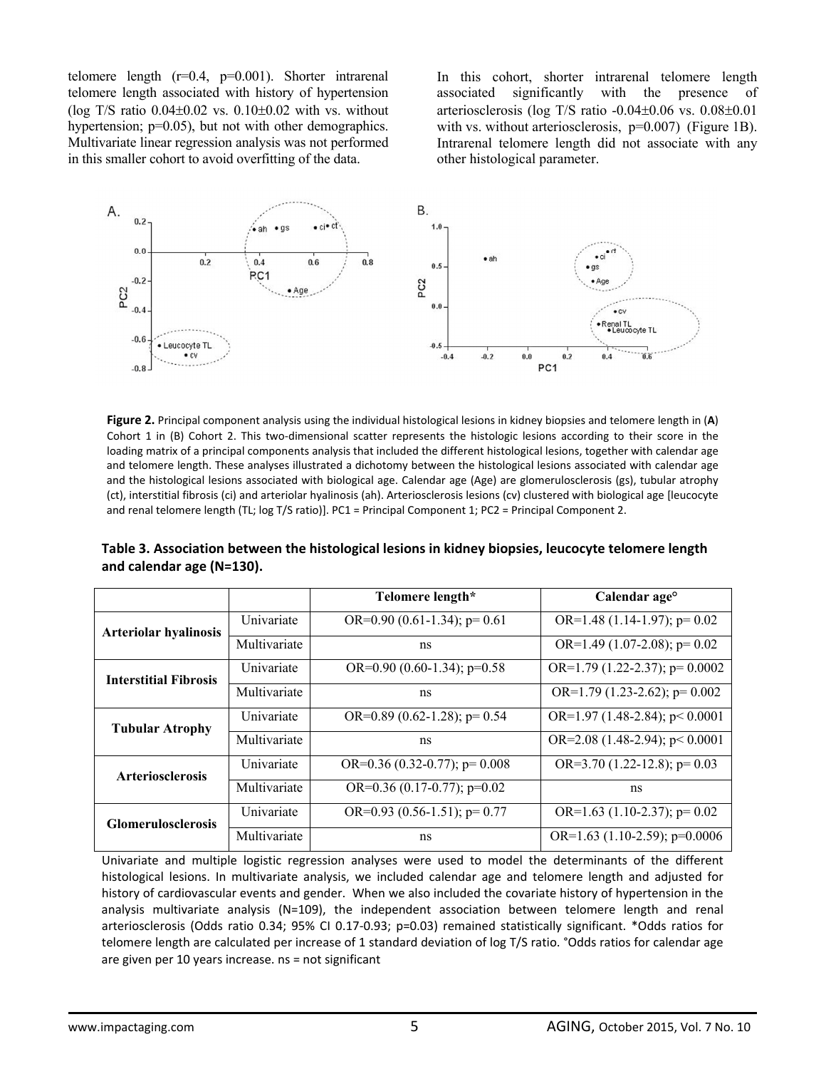telomere length (r=0.4, p=0.001). Shorter intrarenal telomere length associated with history of hypertension (log T/S ratio 0.04±0.02 vs. 0.10±0.02 with vs. without hypertension; p=0.05), but not with other demographics. Multivariate linear regression analysis was not performed in this smaller cohort to avoid overfitting of the data.

In this cohort, shorter intrarenal telomere length associated significantly with the presence of arteriosclerosis (log T/S ratio -0.04±0.06 vs. 0.08±0.01 with vs. without arteriosclerosis, p=0.007) (Figure 1B). Intrarenal telomere length did not associate with any other histological parameter.

**Figure 2.** Principal component analysis using the individual histological lesions in kidney biopsies and telomere length in (**A**) Cohort 1 in (B) Cohort 2. This two-dimensional scatter represents the histologic lesions according to their score in the loading matrix of a principal components analysis that included the different histological lesions, together with calendar age and telomere length. These analyses illustrated a dichotomy between the histological lesions associated with calendar age and the histological lesions associated with biological age. Calendar age (Age) are glomerulosclerosis (gs), tubular atrophy (ct), interstitial fibrosis (ci) and arteriolar hyalinosis (ah). Arteriosclerosis lesions (cv) clustered with biological age [leucocyte and renal telomere length (TL; log T/S ratio)]. PC1 = Principal Component 1; PC2 = Principal Component 2.

**Table 3. Association between the histological lesions in kidney biopsies, leucocyte telomere length and calendar age (N=130).**

| | | Telomere length* | Calendar age° |
|---|---|---|---|
| **Arteriolar hyalinosis** | Univariate | OR=0.90 (0.61-1.34); p= 0.61 | OR=1.48 (1.14-1.97); p= 0.02 |
| | Multivariate | ns | OR=1.49 (1.07-2.08); p= 0.02 |
| **Interstitial Fibrosis** | Univariate | OR=0.90 (0.60-1.34); p=0.58 | OR=1.79 (1.22-2.37); p= 0.0002 |
| | Multivariate | ns | OR=1.79 (1.23-2.62); p= 0.002 |
| **Tubular Atrophy** | Univariate | OR=0.89 (0.62-1.28); p= 0.54 | OR=1.97 (1.48-2.84); p< 0.0001 |
| | Multivariate | ns | OR=2.08 (1.48-2.94); p< 0.0001 |
| **Arteriosclerosis** | Univariate | OR=0.36 (0.32-0.77); p= 0.008 | OR=3.70 (1.22-12.8); p= 0.03 |
| | Multivariate | OR=0.36 (0.17-0.77); p=0.02 | ns |
| **Glomerulosclerosis** | Univariate | OR=0.93 (0.56-1.51); p= 0.77 | OR=1.63 (1.10-2.37); p= 0.02 |
| | Multivariate | ns | OR=1.63 (1.10-2.59); p=0.0006 |

Univariate and multiple logistic regression analyses were used to model the determinants of the different histological lesions. In multivariate analysis, we included calendar age and telomere length and adjusted for history of cardiovascular events and gender. When we also included the covariate history of hypertension in the analysis multivariate analysis (N=109), the independent association between telomere length and renal arteriosclerosis (Odds ratio 0.34; 95% CI 0.17-0.93; p=0.03) remained statistically significant. *Odds ratios for telomere length are calculated per increase of 1 standard deviation of log T/S ratio. °Odds ratios for calendar age are given per 10 years increase. ns = not significant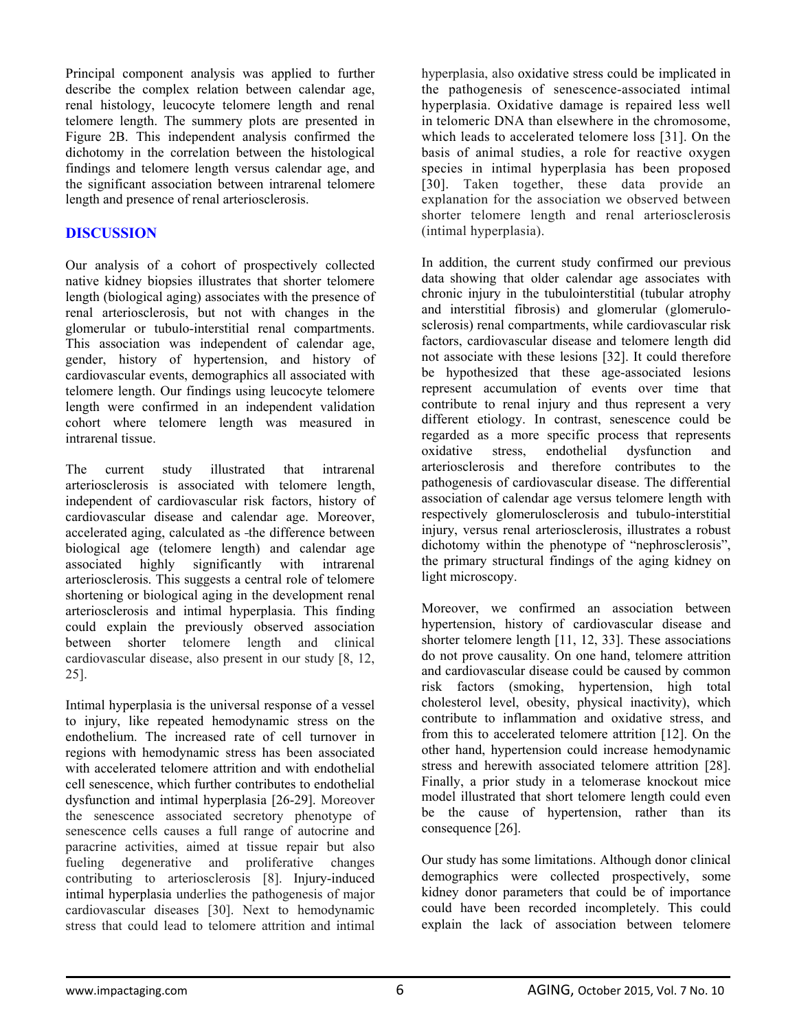Principal component analysis was applied to further describe the complex relation between calendar age, renal histology, leucocyte telomere length and renal telomere length. The summery plots are presented in Figure 2B. This independent analysis confirmed the dichotomy in the correlation between the histological findings and telomere length versus calendar age, and the significant association between intrarenal telomere length and presence of renal arteriosclerosis.

## DISCUSSION

Our analysis of a cohort of prospectively collected native kidney biopsies illustrates that shorter telomere length (biological aging) associates with the presence of renal arteriosclerosis, but not with changes in the glomerular or tubulo-interstitial renal compartments. This association was independent of calendar age, gender, history of hypertension, and history of cardiovascular events, demographics all associated with telomere length. Our findings using leucocyte telomere length were confirmed in an independent validation cohort where telomere length was measured in intrarenal tissue.

The current study illustrated that intrarenal arteriosclerosis is associated with telomere length, independent of cardiovascular risk factors, history of cardiovascular disease and calendar age. Moreover, accelerated aging, calculated as -the difference between biological age (telomere length) and calendar age associated highly significantly with intrarenal arteriosclerosis. This suggests a central role of telomere shortening or biological aging in the development renal arteriosclerosis and intimal hyperplasia. This finding could explain the previously observed association between shorter telomere length and clinical cardiovascular disease, also present in our study [8, 12, 25].

Intimal hyperplasia is the universal response of a vessel to injury, like repeated hemodynamic stress on the endothelium. The increased rate of cell turnover in regions with hemodynamic stress has been associated with accelerated telomere attrition and with endothelial cell senescence, which further contributes to endothelial dysfunction and intimal hyperplasia [26-29]. Moreover the senescence associated secretory phenotype of senescence cells causes a full range of autocrine and paracrine activities, aimed at tissue repair but also fueling degenerative and proliferative changes contributing to arteriosclerosis [8]. Injury-induced intimal hyperplasia underlies the pathogenesis of major cardiovascular diseases [30]. Next to hemodynamic stress that could lead to telomere attrition and intimal hyperplasia, also oxidative stress could be implicated in the pathogenesis of senescence-associated intimal hyperplasia. Oxidative damage is repaired less well in telomeric DNA than elsewhere in the chromosome, which leads to accelerated telomere loss [31]. On the basis of animal studies, a role for reactive oxygen species in intimal hyperplasia has been proposed [30]. Taken together, these data provide an explanation for the association we observed between shorter telomere length and renal arteriosclerosis (intimal hyperplasia).

In addition, the current study confirmed our previous data showing that older calendar age associates with chronic injury in the tubulointerstitial (tubular atrophy and interstitial fibrosis) and glomerular (glomerulosclerosis) renal compartments, while cardiovascular risk factors, cardiovascular disease and telomere length did not associate with these lesions [32]. It could therefore be hypothesized that these age-associated lesions represent accumulation of events over time that contribute to renal injury and thus represent a very different etiology. In contrast, senescence could be regarded as a more specific process that represents oxidative stress, endothelial dysfunction and arteriosclerosis and therefore contributes to the pathogenesis of cardiovascular disease. The differential association of calendar age versus telomere length with respectively glomerulosclerosis and tubulo-interstitial injury, versus renal arteriosclerosis, illustrates a robust dichotomy within the phenotype of "nephrosclerosis", the primary structural findings of the aging kidney on light microscopy.

Moreover, we confirmed an association between hypertension, history of cardiovascular disease and shorter telomere length [11, 12, 33]. These associations do not prove causality. On one hand, telomere attrition and cardiovascular disease could be caused by common risk factors (smoking, hypertension, high total cholesterol level, obesity, physical inactivity), which contribute to inflammation and oxidative stress, and from this to accelerated telomere attrition [12]. On the other hand, hypertension could increase hemodynamic stress and herewith associated telomere attrition [28]. Finally, a prior study in a telomerase knockout mice model illustrated that short telomere length could even be the cause of hypertension, rather than its consequence [26].

Our study has some limitations. Although donor clinical demographics were collected prospectively, some kidney donor parameters that could be of importance could have been recorded incompletely. This could explain the lack of association between telomere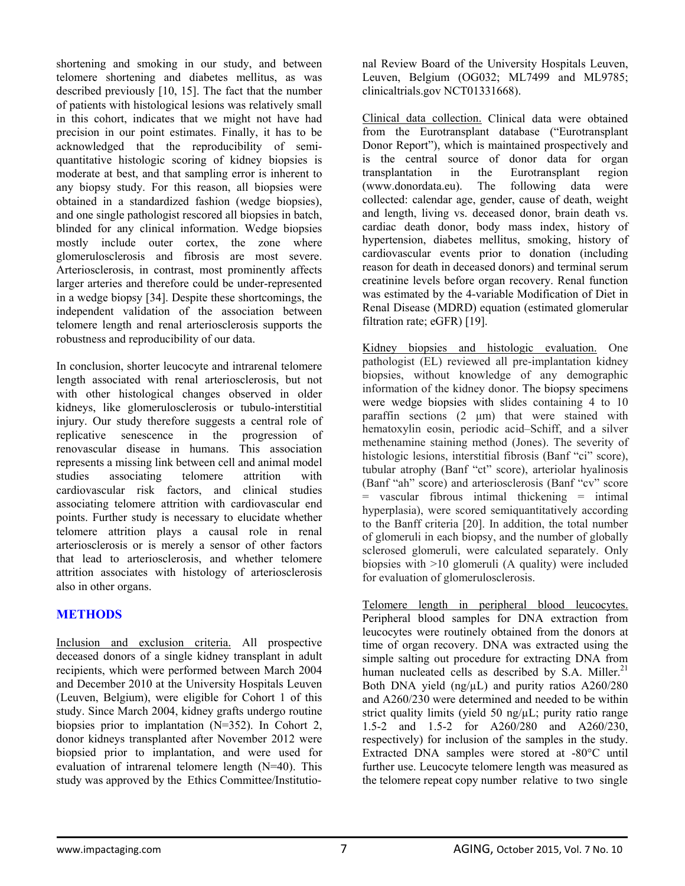shortening and smoking in our study, and between telomere shortening and diabetes mellitus, as was described previously [10, 15]. The fact that the number of patients with histological lesions was relatively small in this cohort, indicates that we might not have had precision in our point estimates. Finally, it has to be acknowledged that the reproducibility of semi-quantitative histologic scoring of kidney biopsies is moderate at best, and that sampling error is inherent to any biopsy study. For this reason, all biopsies were obtained in a standardized fashion (wedge biopsies), and one single pathologist rescored all biopsies in batch, blinded for any clinical information. Wedge biopsies mostly include outer cortex, the zone where glomerulosclerosis and fibrosis are most severe. Arteriosclerosis, in contrast, most prominently affects larger arteries and therefore could be under-represented in a wedge biopsy [34]. Despite these shortcomings, the independent validation of the association between telomere length and renal arteriosclerosis supports the robustness and reproducibility of our data.

In conclusion, shorter leucocyte and intrarenal telomere length associated with renal arteriosclerosis, but not with other histological changes observed in older kidneys, like glomerulosclerosis or tubulo-interstitial injury. Our study therefore suggests a central role of replicative senescence in the progression of renovascular disease in humans. This association represents a missing link between cell and animal model studies associating telomere attrition with cardiovascular risk factors, and clinical studies associating telomere attrition with cardiovascular end points. Further study is necessary to elucidate whether telomere attrition plays a causal role in renal arteriosclerosis or is merely a sensor of other factors that lead to arteriosclerosis, and whether telomere attrition associates with histology of arteriosclerosis also in other organs.

## METHODS

Inclusion and exclusion criteria. All prospective deceased donors of a single kidney transplant in adult recipients, which were performed between March 2004 and December 2010 at the University Hospitals Leuven (Leuven, Belgium), were eligible for Cohort 1 of this study. Since March 2004, kidney grafts undergo routine biopsies prior to implantation (N=352). In Cohort 2, donor kidneys transplanted after November 2012 were biopsied prior to implantation, and were used for evaluation of intrarenal telomere length (N=40). This study was approved by the Ethics Committee/Institutional Review Board of the University Hospitals Leuven, Leuven, Belgium (OG032; ML7499 and ML9785; clinicaltrials.gov NCT01331668).

Clinical data collection. Clinical data were obtained from the Eurotransplant database ("Eurotransplant Donor Report"), which is maintained prospectively and is the central source of donor data for organ transplantation in the Eurotransplant region (www.donordata.eu). The following data were collected: calendar age, gender, cause of death, weight and length, living vs. deceased donor, brain death vs. cardiac death donor, body mass index, history of hypertension, diabetes mellitus, smoking, history of cardiovascular events prior to donation (including reason for death in deceased donors) and terminal serum creatinine levels before organ recovery. Renal function was estimated by the 4-variable Modification of Diet in Renal Disease (MDRD) equation (estimated glomerular filtration rate; eGFR) [19].

Kidney biopsies and histologic evaluation. One pathologist (EL) reviewed all pre-implantation kidney biopsies, without knowledge of any demographic information of the kidney donor. The biopsy specimens were wedge biopsies with slides containing 4 to 10 paraffin sections (2 μm) that were stained with hematoxylin eosin, periodic acid–Schiff, and a silver methenamine staining method (Jones). The severity of histologic lesions, interstitial fibrosis (Banf "ci" score), tubular atrophy (Banf "ct" score), arteriolar hyalinosis (Banf "ah" score) and arteriosclerosis (Banf "cv" score = vascular fibrous intimal thickening = intimal hyperplasia), were scored semiquantitatively according to the Banff criteria [20]. In addition, the total number of glomeruli in each biopsy, and the number of globally sclerosed glomeruli, were calculated separately. Only biopsies with >10 glomeruli (A quality) were included for evaluation of glomerulosclerosis.

Telomere length in peripheral blood leucocytes. Peripheral blood samples for DNA extraction from leucocytes were routinely obtained from the donors at time of organ recovery. DNA was extracted using the simple salting out procedure for extracting DNA from human nucleated cells as described by S.A. Miller.[21] Both DNA yield (ng/μL) and purity ratios A260/280 and A260/230 were determined and needed to be within strict quality limits (yield 50 ng/μL; purity ratio range 1.5-2 and 1.5-2 for A260/280 and A260/230, respectively) for inclusion of the samples in the study. Extracted DNA samples were stored at -80°C until further use. Leucocyte telomere length was measured as the telomere repeat copy number relative to two single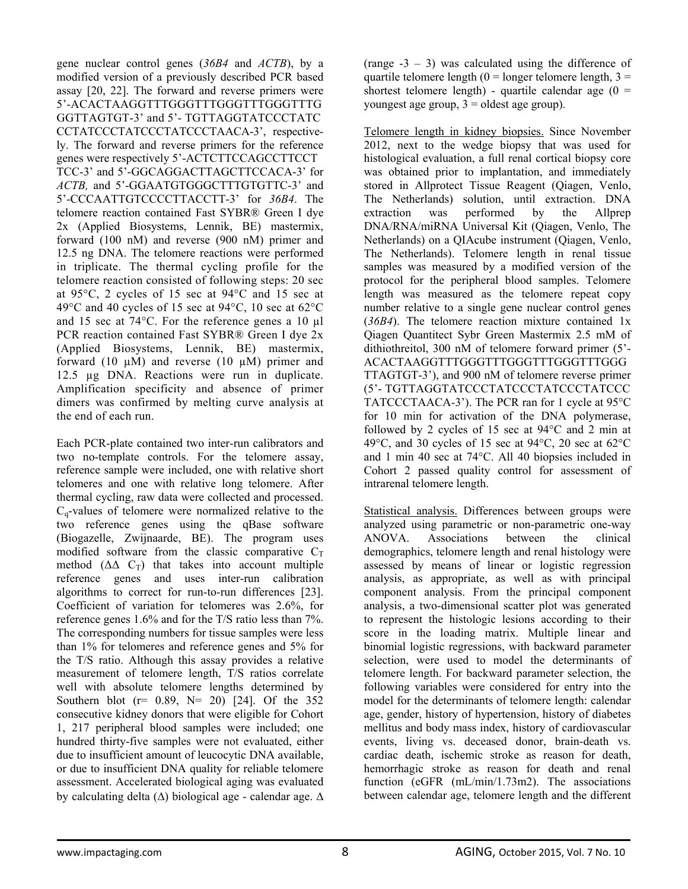gene nuclear control genes (*36B4* and *ACTB*), by a modified version of a previously described PCR based assay [20, 22]. The forward and reverse primers were 5'-ACACTAAGGTTTGGGTTTGGGTTTGGGTTTG GGTTAGTGT-3' and 5'- TGTTAGGTATCCCTATC CCTATCCCTATCCCTATCCCTAACA-3', respectively. The forward and reverse primers for the reference genes were respectively 5'-ACTCTTCCAGCCTTCCT TCC-3' and 5'-GGCAGGACTTAGCTTCCACA-3' for *ACTB,* and 5'-GGAATGTGGGCTTTGTGTTC-3' and 5'-CCCAATTGTCCCCTTACCTT-3' for *36B4*. The telomere reaction contained Fast SYBR® Green I dye 2x (Applied Biosystems, Lennik, BE) mastermix, forward (100 nM) and reverse (900 nM) primer and 12.5 ng DNA. The telomere reactions were performed in triplicate. The thermal cycling profile for the telomere reaction consisted of following steps: 20 sec at 95°C, 2 cycles of 15 sec at 94°C and 15 sec at 49°C and 40 cycles of 15 sec at 94°C, 10 sec at 62°C and 15 sec at 74°C. For the reference genes a 10 µl PCR reaction contained Fast SYBR® Green I dye 2x (Applied Biosystems, Lennik, BE) mastermix, forward (10 µM) and reverse (10 µM) primer and 12.5 µg DNA. Reactions were run in duplicate. Amplification specificity and absence of primer dimers was confirmed by melting curve analysis at the end of each run.

Each PCR-plate contained two inter-run calibrators and two no-template controls. For the telomere assay, reference sample were included, one with relative short telomeres and one with relative long telomere. After thermal cycling, raw data were collected and processed. $C_q$-values of telomere were normalized relative to the two reference genes using the qBase software (Biogazelle, Zwijnaarde, BE). The program uses modified software from the classic comparative $C_T$ method ($\Delta\Delta$ $C_T$) that takes into account multiple reference genes and uses inter-run calibration algorithms to correct for run-to-run differences [23]. Coefficient of variation for telomeres was 2.6%, for reference genes 1.6% and for the T/S ratio less than 7%. The corresponding numbers for tissue samples were less than 1% for telomeres and reference genes and 5% for the T/S ratio. Although this assay provides a relative measurement of telomere length, T/S ratios correlate well with absolute telomere lengths determined by Southern blot (r= 0.89, N= 20) [24]. Of the 352 consecutive kidney donors that were eligible for Cohort 1, 217 peripheral blood samples were included; one hundred thirty-five samples were not evaluated, either due to insufficient amount of leucocytic DNA available, or due to insufficient DNA quality for reliable telomere assessment. Accelerated biological aging was evaluated by calculating delta ($\Delta$) biological age - calendar age. $\Delta$ (range -3 – 3) was calculated using the difference of quartile telomere length (0 = longer telomere length, 3 = shortest telomere length) - quartile calendar age (0 = youngest age group, 3 = oldest age group).

<u>Telomere length in kidney biopsies.</u> Since November 2012, next to the wedge biopsy that was used for histological evaluation, a full renal cortical biopsy core was obtained prior to implantation, and immediately stored in Allprotect Tissue Reagent (Qiagen, Venlo, The Netherlands) solution, until extraction. DNA extraction was performed by the Allprep DNA/RNA/miRNA Universal Kit (Qiagen, Venlo, The Netherlands) on a QIAcube instrument (Qiagen, Venlo, The Netherlands). Telomere length in renal tissue samples was measured by a modified version of the protocol for the peripheral blood samples. Telomere length was measured as the telomere repeat copy number relative to a single gene nuclear control genes (*36B4*). The telomere reaction mixture contained 1x Qiagen Quantitect Sybr Green Mastermix 2.5 mM of dithiothreitol, 300 nM of telomere forward primer (5'-ACACTAAGGTTTGGGTTTGGGTTTGGGTTTGGG TTAGTGT-3'), and 900 nM of telomere reverse primer (5'- TGTTAGGTATCCCTATCCCTATCCCTATCCC TATCCCTAACA-3'). The PCR ran for 1 cycle at 95°C for 10 min for activation of the DNA polymerase, followed by 2 cycles of 15 sec at 94°C and 2 min at 49°C, and 30 cycles of 15 sec at 94°C, 20 sec at 62°C and 1 min 40 sec at 74°C. All 40 biopsies included in Cohort 2 passed quality control for assessment of intrarenal telomere length.

<u>Statistical analysis.</u> Differences between groups were analyzed using parametric or non-parametric one-way ANOVA. Associations between the clinical demographics, telomere length and renal histology were assessed by means of linear or logistic regression analysis, as appropriate, as well as with principal component analysis. From the principal component analysis, a two-dimensional scatter plot was generated to represent the histologic lesions according to their score in the loading matrix. Multiple linear and binomial logistic regressions, with backward parameter selection, were used to model the determinants of telomere length. For backward parameter selection, the following variables were considered for entry into the model for the determinants of telomere length: calendar age, gender, history of hypertension, history of diabetes mellitus and body mass index, history of cardiovascular events, living vs. deceased donor, brain-death vs. cardiac death, ischemic stroke as reason for death, hemorrhagic stroke as reason for death and renal function (eGFR (mL/min/1.73m2). The associations between calendar age, telomere length and the different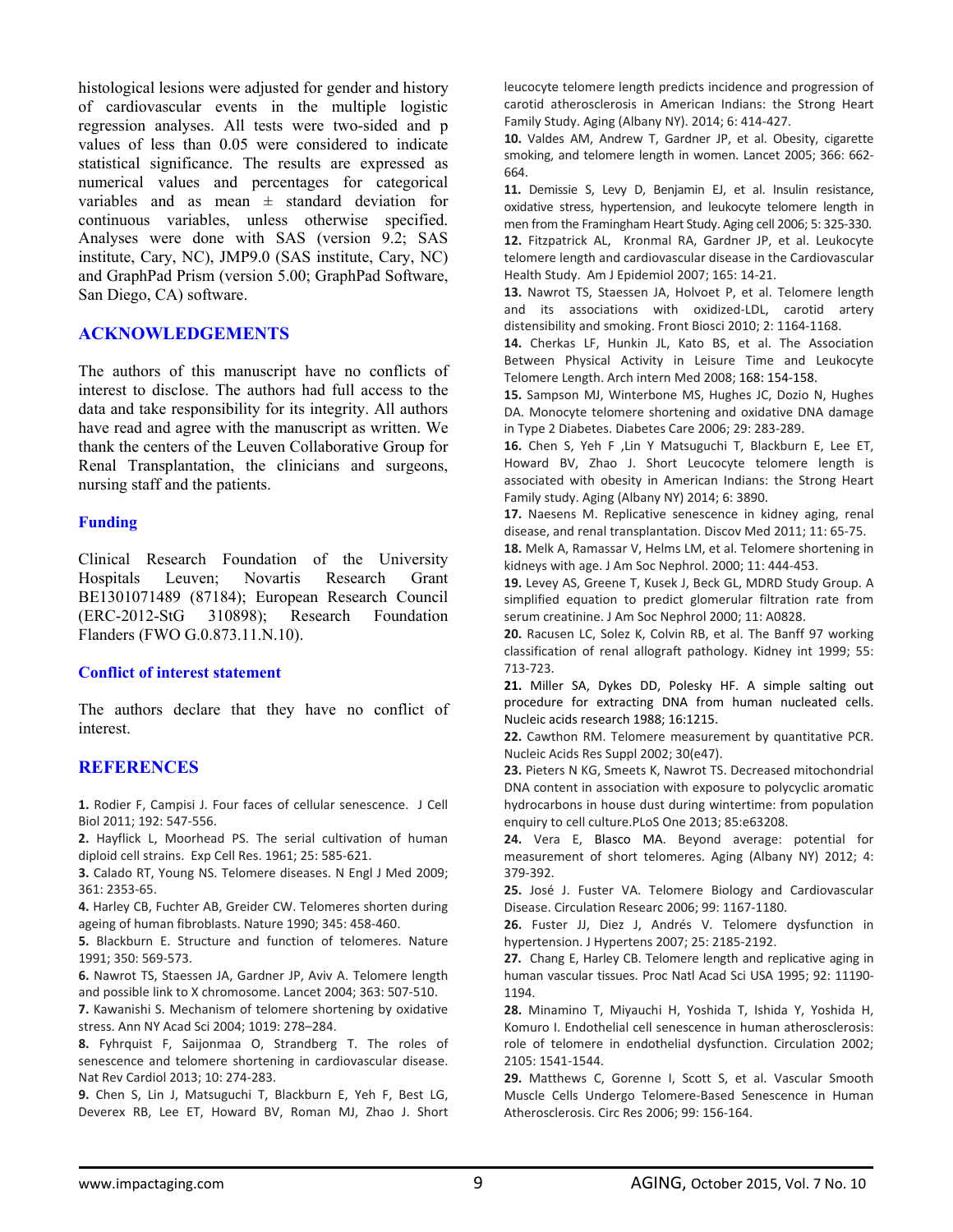histological lesions were adjusted for gender and history of cardiovascular events in the multiple logistic regression analyses. All tests were two-sided and p values of less than 0.05 were considered to indicate statistical significance. The results are expressed as numerical values and percentages for categorical variables and as mean ± standard deviation for continuous variables, unless otherwise specified. Analyses were done with SAS (version 9.2; SAS institute, Cary, NC), JMP9.0 (SAS institute, Cary, NC) and GraphPad Prism (version 5.00; GraphPad Software, San Diego, CA) software.

## ACKNOWLEDGEMENTS

The authors of this manuscript have no conflicts of interest to disclose. The authors had full access to the data and take responsibility for its integrity. All authors have read and agree with the manuscript as written. We thank the centers of the Leuven Collaborative Group for Renal Transplantation, the clinicians and surgeons, nursing staff and the patients.

### Funding

Clinical Research Foundation of the University Hospitals Leuven; Novartis Research Grant BE1301071489 (87184); European Research Council (ERC-2012-StG 310898); Research Foundation Flanders (FWO G.0.873.11.N.10).

### Conflict of interest statement

The authors declare that they have no conflict of interest.

## REFERENCES

**1.** Rodier F, Campisi J. Four faces of cellular senescence. J Cell Biol 2011; 192: 547-556.

**2.** Hayflick L, Moorhead PS. The serial cultivation of human diploid cell strains. Exp Cell Res. 1961; 25: 585-621.

**3.** Calado RT, Young NS. Telomere diseases. N Engl J Med 2009; 361: 2353-65.

**4.** Harley CB, Fuchter AB, Greider CW. Telomeres shorten during ageing of human fibroblasts. Nature 1990; 345: 458-460.

**5.** Blackburn E. Structure and function of telomeres. Nature 1991; 350: 569-573.

**6.** Nawrot TS, Staessen JA, Gardner JP, Aviv A. Telomere length and possible link to X chromosome. Lancet 2004; 363: 507-510.

**7.** Kawanishi S. Mechanism of telomere shortening by oxidative stress. Ann NY Acad Sci 2004; 1019: 278–284.

**8.** Fyhrquist F, Saijonmaa O, Strandberg T. The roles of senescence and telomere shortening in cardiovascular disease. Nat Rev Cardiol 2013; 10: 274-283.

**9.** Chen S, Lin J, Matsuguchi T, Blackburn E, Yeh F, Best LG, Deverex RB, Lee ET, Howard BV, Roman MJ, Zhao J. Short leucocyte telomere length predicts incidence and progression of carotid atherosclerosis in American Indians: the Strong Heart Family Study. Aging (Albany NY). 2014; 6: 414-427.

**10.** Valdes AM, Andrew T, Gardner JP, et al. Obesity, cigarette smoking, and telomere length in women. Lancet 2005; 366: 662-664.

**11.** Demissie S, Levy D, Benjamin EJ, et al. Insulin resistance, oxidative stress, hypertension, and leukocyte telomere length in men from the Framingham Heart Study. Aging cell 2006; 5: 325-330.

**12.** Fitzpatrick AL, Kronmal RA, Gardner JP, et al. Leukocyte telomere length and cardiovascular disease in the Cardiovascular Health Study. Am J Epidemiol 2007; 165: 14-21.

**13.** Nawrot TS, Staessen JA, Holvoet P, et al. Telomere length and its associations with oxidized-LDL, carotid artery distensibility and smoking. Front Biosci 2010; 2: 1164-1168.

**14.** Cherkas LF, Hunkin JL, Kato BS, et al. The Association Between Physical Activity in Leisure Time and Leukocyte Telomere Length. Arch intern Med 2008; 168: 154-158.

**15.** Sampson MJ, Winterbone MS, Hughes JC, Dozio N, Hughes DA. Monocyte telomere shortening and oxidative DNA damage in Type 2 Diabetes. Diabetes Care 2006; 29: 283-289.

**16.** Chen S, Yeh F ,Lin Y Matsuguchi T, Blackburn E, Lee ET, Howard BV, Zhao J. Short Leucocyte telomere length is associated with obesity in American Indians: the Strong Heart Family study. Aging (Albany NY) 2014; 6: 3890.

**17.** Naesens M. Replicative senescence in kidney aging, renal disease, and renal transplantation. Discov Med 2011; 11: 65-75.

**18.** Melk A, Ramassar V, Helms LM, et al. Telomere shortening in kidneys with age. J Am Soc Nephrol. 2000; 11: 444-453.

**19.** Levey AS, Greene T, Kusek J, Beck GL, MDRD Study Group. A simplified equation to predict glomerular filtration rate from serum creatinine. J Am Soc Nephrol 2000; 11: A0828.

**20.** Racusen LC, Solez K, Colvin RB, et al. The Banff 97 working classification of renal allograft pathology. Kidney int 1999; 55: 713-723.

**21.** Miller SA, Dykes DD, Polesky HF. A simple salting out procedure for extracting DNA from human nucleated cells. Nucleic acids research 1988; 16:1215.

**22.** Cawthon RM. Telomere measurement by quantitative PCR. Nucleic Acids Res Suppl 2002; 30(e47).

**23.** Pieters N KG, Smeets K, Nawrot TS. Decreased mitochondrial DNA content in association with exposure to polycyclic aromatic hydrocarbons in house dust during wintertime: from population enquiry to cell culture.PLoS One 2013; 85:e63208.

**24.** Vera E, Blasco MA. Beyond average: potential for measurement of short telomeres. Aging (Albany NY) 2012; 4: 379-392.

**25.** José J. Fuster VA. Telomere Biology and Cardiovascular Disease. Circulation Researc 2006; 99: 1167-1180.

**26.** Fuster JJ, Diez J, Andrés V. Telomere dysfunction in hypertension. J Hypertens 2007; 25: 2185-2192.

**27.** Chang E, Harley CB. Telomere length and replicative aging in human vascular tissues. Proc Natl Acad Sci USA 1995; 92: 11190-1194.

**28.** Minamino T, Miyauchi H, Yoshida T, Ishida Y, Yoshida H, Komuro I. Endothelial cell senescence in human atherosclerosis: role of telomere in endothelial dysfunction. Circulation 2002; 2105: 1541-1544.

**29.** Matthews C, Gorenne I, Scott S, et al. Vascular Smooth Muscle Cells Undergo Telomere-Based Senescence in Human Atherosclerosis. Circ Res 2006; 99: 156-164.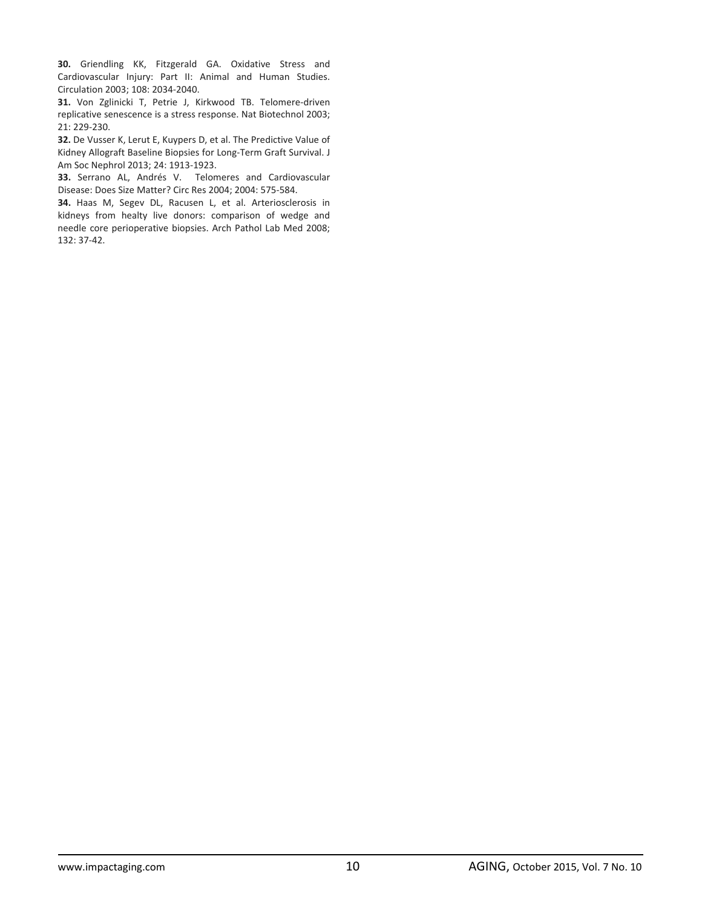**30.** Griendling KK, Fitzgerald GA. Oxidative Stress and Cardiovascular Injury: Part II: Animal and Human Studies. Circulation 2003; 108: 2034-2040.

**31.** Von Zglinicki T, Petrie J, Kirkwood TB. Telomere-driven replicative senescence is a stress response. Nat Biotechnol 2003; 21: 229-230.

**32.** De Vusser K, Lerut E, Kuypers D, et al. The Predictive Value of Kidney Allograft Baseline Biopsies for Long-Term Graft Survival. J Am Soc Nephrol 2013; 24: 1913-1923.

**33.** Serrano AL, Andrés V. Telomeres and Cardiovascular Disease: Does Size Matter? Circ Res 2004; 2004: 575-584.

**34.** Haas M, Segev DL, Racusen L, et al. Arteriosclerosis in kidneys from healty live donors: comparison of wedge and needle core perioperative biopsies. Arch Pathol Lab Med 2008; 132: 37-42.